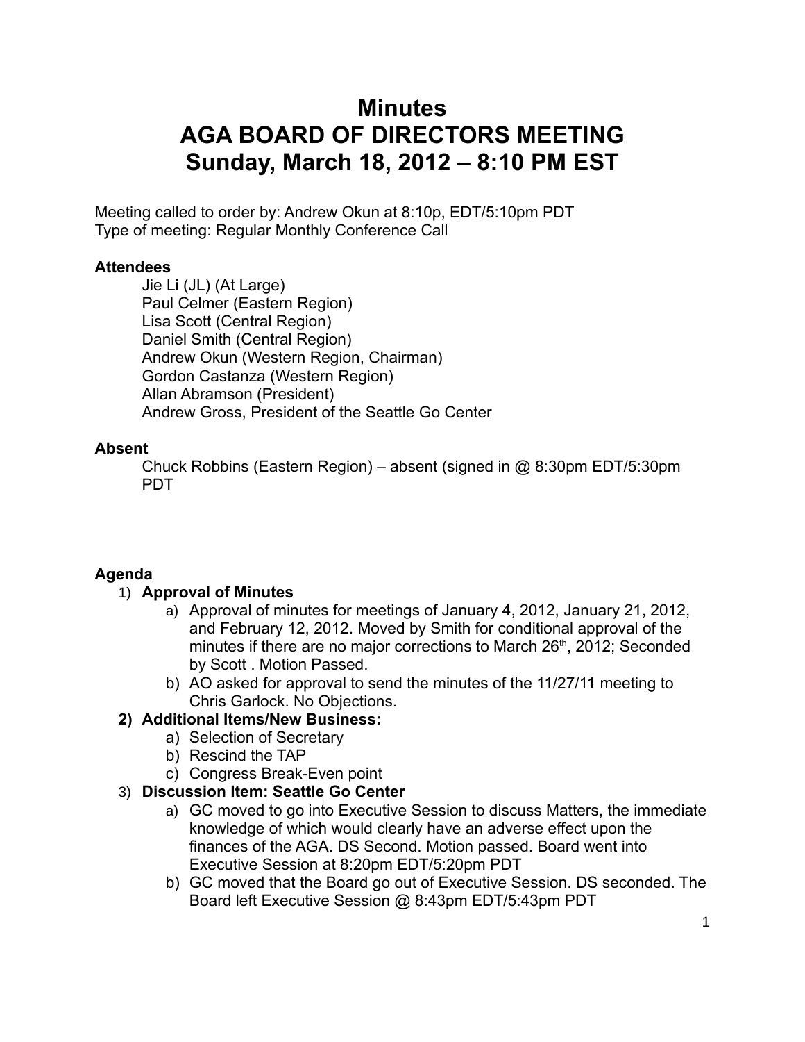# Minutes
# AGA BOARD OF DIRECTORS MEETING
# Sunday, March 18, 2012 – 8:10 PM EST

Meeting called to order by: Andrew Okun at 8:10p, EDT/5:10pm PDT
Type of meeting: Regular Monthly Conference Call

**Attendees**

Jie Li (JL) (At Large)
Paul Celmer (Eastern Region)
Lisa Scott (Central Region)
Daniel Smith (Central Region)
Andrew Okun (Western Region, Chairman)
Gordon Castanza (Western Region)
Allan Abramson (President)
Andrew Gross, President of the Seattle Go Center

**Absent**

Chuck Robbins (Eastern Region) – absent (signed in @ 8:30pm EDT/5:30pm PDT

**Agenda**

1) **Approval of Minutes**
   a) Approval of minutes for meetings of January 4, 2012, January 21, 2012, and February 12, 2012. Moved by Smith for conditional approval of the minutes if there are no major corrections to March 26th, 2012; Seconded by Scott . Motion Passed.
   b) AO asked for approval to send the minutes of the 11/27/11 meeting to Chris Garlock. No Objections.
2) **Additional Items/New Business:**
   a) Selection of Secretary
   b) Rescind the TAP
   c) Congress Break-Even point
3) **Discussion Item: Seattle Go Center**
   a) GC moved to go into Executive Session to discuss Matters, the immediate knowledge of which would clearly have an adverse effect upon the finances of the AGA. DS Second. Motion passed. Board went into Executive Session at 8:20pm EDT/5:20pm PDT
   b) GC moved that the Board go out of Executive Session. DS seconded. The Board left Executive Session @ 8:43pm EDT/5:43pm PDT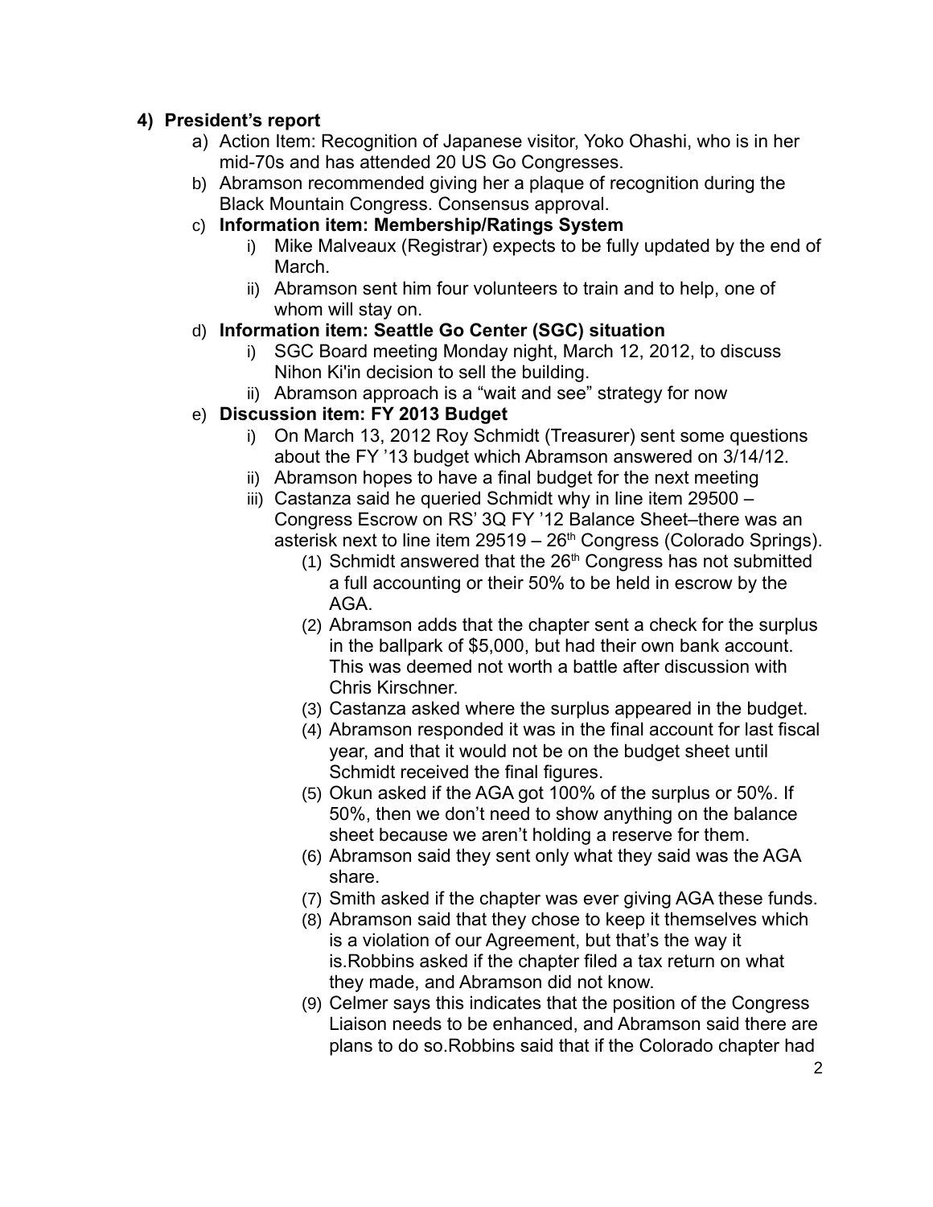## 4) President's report

a) Action Item: Recognition of Japanese visitor, Yoko Ohashi, who is in her mid-70s and has attended 20 US Go Congresses.

b) Abramson recommended giving her a plaque of recognition during the Black Mountain Congress. Consensus approval.

c) **Information item: Membership/Ratings System**

   i) Mike Malveaux (Registrar) expects to be fully updated by the end of March.

   ii) Abramson sent him four volunteers to train and to help, one of whom will stay on.

d) **Information item: Seattle Go Center (SGC) situation**

   i) SGC Board meeting Monday night, March 12, 2012, to discuss Nihon Ki'in decision to sell the building.

   ii) Abramson approach is a "wait and see" strategy for now

e) **Discussion item: FY 2013 Budget**

   i) On March 13, 2012 Roy Schmidt (Treasurer) sent some questions about the FY '13 budget which Abramson answered on 3/14/12.

   ii) Abramson hopes to have a final budget for the next meeting

   iii) Castanza said he queried Schmidt why in line item 29500 – Congress Escrow on RS' 3Q FY '12 Balance Sheet–there was an asterisk next to line item 29519 – 26th Congress (Colorado Springs).

      (1) Schmidt answered that the 26th Congress has not submitted a full accounting or their 50% to be held in escrow by the AGA.

      (2) Abramson adds that the chapter sent a check for the surplus in the ballpark of $5,000, but had their own bank account. This was deemed not worth a battle after discussion with Chris Kirschner.

      (3) Castanza asked where the surplus appeared in the budget.

      (4) Abramson responded it was in the final account for last fiscal year, and that it would not be on the budget sheet until Schmidt received the final figures.

      (5) Okun asked if the AGA got 100% of the surplus or 50%. If 50%, then we don't need to show anything on the balance sheet because we aren't holding a reserve for them.

      (6) Abramson said they sent only what they said was the AGA share.

      (7) Smith asked if the chapter was ever giving AGA these funds.

      (8) Abramson said that they chose to keep it themselves which is a violation of our Agreement, but that's the way it is.Robbins asked if the chapter filed a tax return on what they made, and Abramson did not know.

      (9) Celmer says this indicates that the position of the Congress Liaison needs to be enhanced, and Abramson said there are plans to do so.Robbins said that if the Colorado chapter had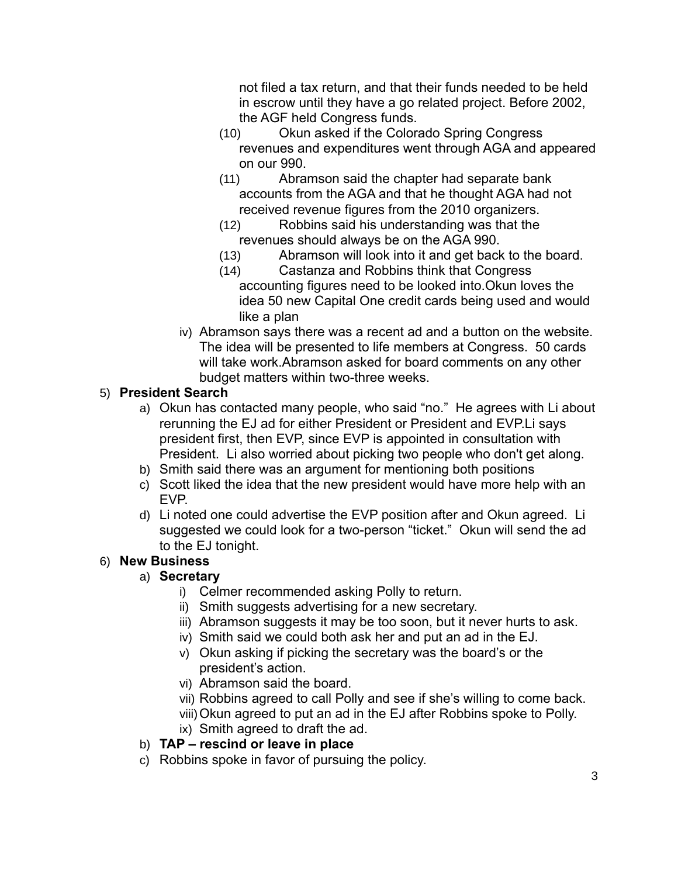not filed a tax return, and that their funds needed to be held in escrow until they have a go related project. Before 2002, the AGF held Congress funds.

(10) Okun asked if the Colorado Spring Congress revenues and expenditures went through AGA and appeared on our 990.

(11) Abramson said the chapter had separate bank accounts from the AGA and that he thought AGA had not received revenue figures from the 2010 organizers.

(12) Robbins said his understanding was that the revenues should always be on the AGA 990.

(13) Abramson will look into it and get back to the board.

(14) Castanza and Robbins think that Congress accounting figures need to be looked into.Okun loves the idea 50 new Capital One credit cards being used and would like a plan

iv) Abramson says there was a recent ad and a button on the website. The idea will be presented to life members at Congress. 50 cards will take work.Abramson asked for board comments on any other budget matters within two-three weeks.

5) **President Search**

a) Okun has contacted many people, who said “no.” He agrees with Li about rerunning the EJ ad for either President or President and EVP.Li says president first, then EVP, since EVP is appointed in consultation with President. Li also worried about picking two people who don't get along.

b) Smith said there was an argument for mentioning both positions

c) Scott liked the idea that the new president would have more help with an EVP.

d) Li noted one could advertise the EVP position after and Okun agreed. Li suggested we could look for a two-person “ticket.” Okun will send the ad to the EJ tonight.

6) **New Business**

a) **Secretary**

i) Celmer recommended asking Polly to return.

ii) Smith suggests advertising for a new secretary.

iii) Abramson suggests it may be too soon, but it never hurts to ask.

iv) Smith said we could both ask her and put an ad in the EJ.

v) Okun asking if picking the secretary was the board’s or the president’s action.

vi) Abramson said the board.

vii) Robbins agreed to call Polly and see if she’s willing to come back.

viii) Okun agreed to put an ad in the EJ after Robbins spoke to Polly.

ix) Smith agreed to draft the ad.

b) **TAP – rescind or leave in place**

c) Robbins spoke in favor of pursuing the policy.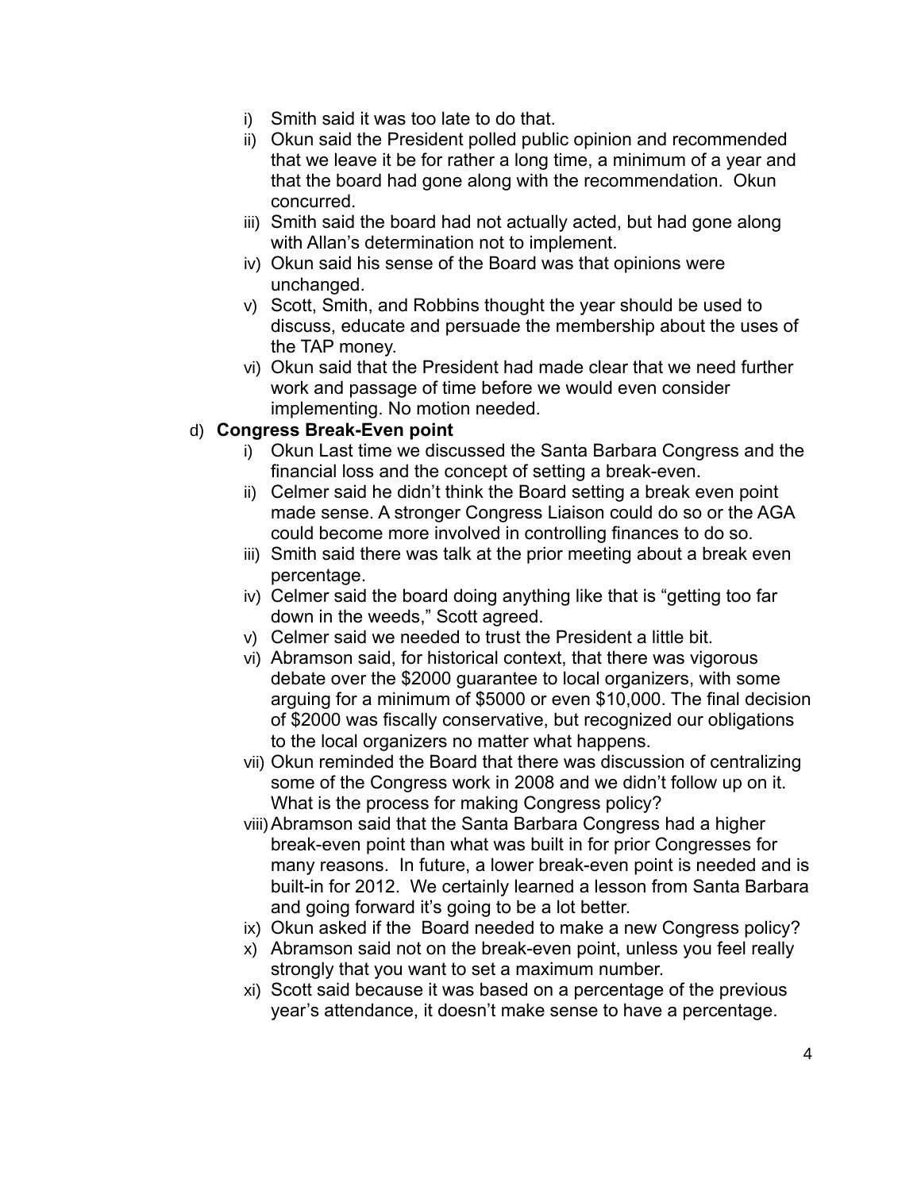i) Smith said it was too late to do that.
ii) Okun said the President polled public opinion and recommended that we leave it be for rather a long time, a minimum of a year and that the board had gone along with the recommendation. Okun concurred.
iii) Smith said the board had not actually acted, but had gone along with Allan's determination not to implement.
iv) Okun said his sense of the Board was that opinions were unchanged.
v) Scott, Smith, and Robbins thought the year should be used to discuss, educate and persuade the membership about the uses of the TAP money.
vi) Okun said that the President had made clear that we need further work and passage of time before we would even consider implementing. No motion needed.

d) **Congress Break-Even point**

i) Okun Last time we discussed the Santa Barbara Congress and the financial loss and the concept of setting a break-even.
ii) Celmer said he didn't think the Board setting a break even point made sense. A stronger Congress Liaison could do so or the AGA could become more involved in controlling finances to do so.
iii) Smith said there was talk at the prior meeting about a break even percentage.
iv) Celmer said the board doing anything like that is "getting too far down in the weeds," Scott agreed.
v) Celmer said we needed to trust the President a little bit.
vi) Abramson said, for historical context, that there was vigorous debate over the $2000 guarantee to local organizers, with some arguing for a minimum of $5000 or even $10,000. The final decision of $2000 was fiscally conservative, but recognized our obligations to the local organizers no matter what happens.
vii) Okun reminded the Board that there was discussion of centralizing some of the Congress work in 2008 and we didn't follow up on it. What is the process for making Congress policy?
viii) Abramson said that the Santa Barbara Congress had a higher break-even point than what was built in for prior Congresses for many reasons. In future, a lower break-even point is needed and is built-in for 2012. We certainly learned a lesson from Santa Barbara and going forward it's going to be a lot better.
ix) Okun asked if the Board needed to make a new Congress policy?
x) Abramson said not on the break-even point, unless you feel really strongly that you want to set a maximum number.
xi) Scott said because it was based on a percentage of the previous year's attendance, it doesn't make sense to have a percentage.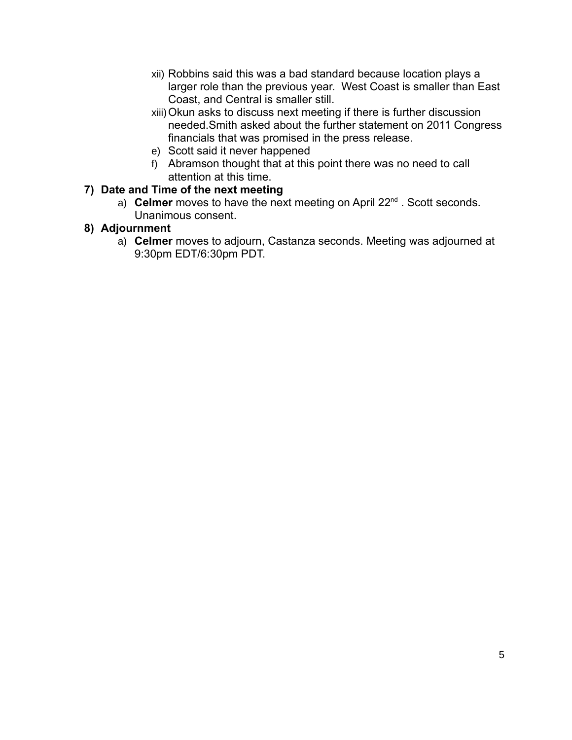xii) Robbins said this was a bad standard because location plays a larger role than the previous year. West Coast is smaller than East Coast, and Central is smaller still.

xiii) Okun asks to discuss next meeting if there is further discussion needed.Smith asked about the further statement on 2011 Congress financials that was promised in the press release.

e) Scott said it never happened

f) Abramson thought that at this point there was no need to call attention at this time.

**7) Date and Time of the next meeting**

a) **Celmer** moves to have the next meeting on April 22nd . Scott seconds. Unanimous consent.

**8) Adjournment**

a) **Celmer** moves to adjourn, Castanza seconds. Meeting was adjourned at 9:30pm EDT/6:30pm PDT.